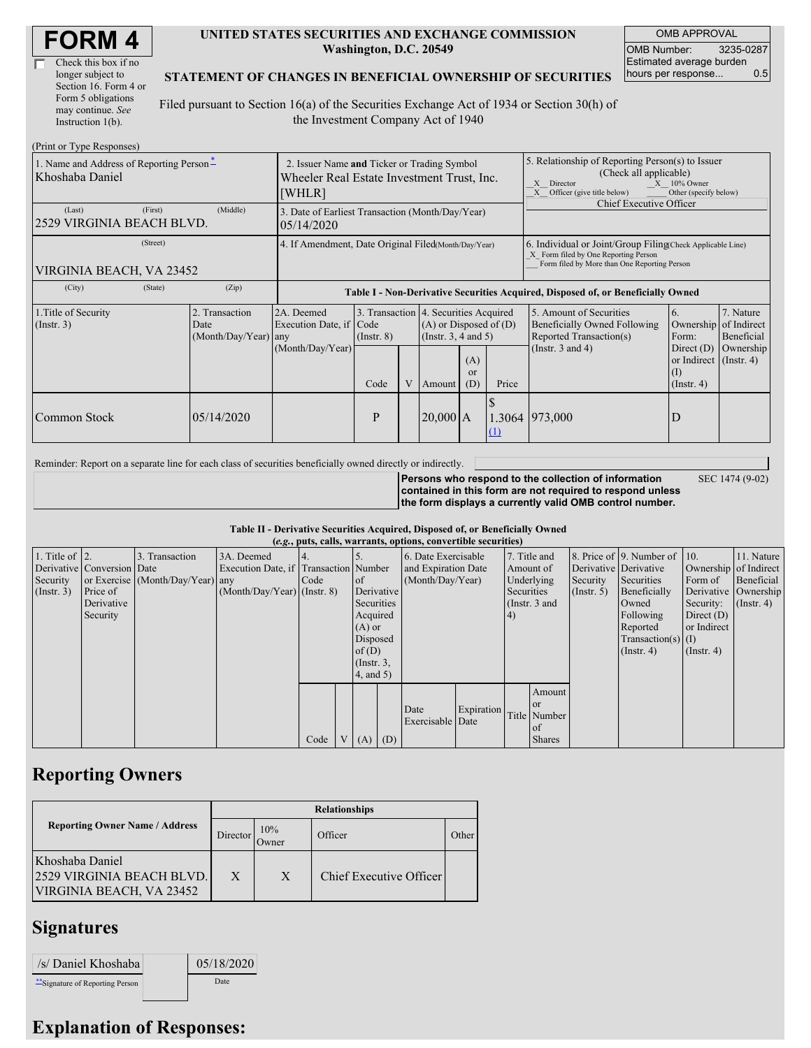# FORM 4

☐ Check this box if no longer subject to Section 16. Form 4 or Form 5 obligations may continue. *See* Instruction 1(b).

**UNITED STATES SECURITIES AND EXCHANGE COMMISSION**
**Washington, D.C. 20549**

**STATEMENT OF CHANGES IN BENEFICIAL OWNERSHIP OF SECURITIES**

Filed pursuant to Section 16(a) of the Securities Exchange Act of 1934 or Section 30(h) of the Investment Company Act of 1940

| OMB APPROVAL | |
|---|---|
| OMB Number: | 3235-0287 |
| Estimated average burden hours per response... | 0.5 |

(Print or Type Responses)

| 1. Name and Address of Reporting Person* | 2. Issuer Name and Ticker or Trading Symbol | 5. Relationship of Reporting Person(s) to Issuer (Check all applicable) |
|---|---|---|
| Khoshaba Daniel | Wheeler Real Estate Investment Trust, Inc. [WHLR] | _X_ Director _X_ 10% Owner _X_ Officer (give title below) ___ Other (specify below) Chief Executive Officer |
| (Last) (First) (Middle) 2529 VIRGINIA BEACH BLVD. | 3. Date of Earliest Transaction (Month/Day/Year) 05/14/2020 | |
| (Street) VIRGINIA BEACH, VA 23452 | 4. If Amendment, Date Original Filed(Month/Day/Year) | 6. Individual or Joint/Group Filing(Check Applicable Line) _X_ Form filed by One Reporting Person ___ Form filed by More than One Reporting Person |
| (City) (State) (Zip) | | |

**Table I - Non-Derivative Securities Acquired, Disposed of, or Beneficially Owned**

| 1.Title of Security (Instr. 3) | 2. Transaction Date (Month/Day/Year) | 2A. Deemed Execution Date, if any (Month/Day/Year) | 3. Transaction Code (Instr. 8) | | 4. Securities Acquired (A) or Disposed of (D) (Instr. 3, 4 and 5) | | | 5. Amount of Securities Beneficially Owned Following Reported Transaction(s) (Instr. 3 and 4) | 6. Ownership Form: Direct (D) or Indirect (I) (Instr. 4) | 7. Nature of Indirect Beneficial Ownership (Instr. 4) |
|---|---|---|---|---|---|---|---|---|---|---|
| | | | Code | V | Amount | (A) or (D) | Price | | | |
| Common Stock | 05/14/2020 | | P | | 20,000 | A | $ 1.3064 (1) | 973,000 | D | |

Reminder: Report on a separate line for each class of securities beneficially owned directly or indirectly.

**Persons who respond to the collection of information contained in this form are not required to respond unless the form displays a currently valid OMB control number.** SEC 1474 (9-02)

**Table II - Derivative Securities Acquired, Disposed of, or Beneficially Owned**
**(*e.g.*, puts, calls, warrants, options, convertible securities)**

| 1. Title of Derivative Security (Instr. 3) | 2. Conversion or Exercise Price of Derivative Security | 3. Transaction Date (Month/Day/Year) | 3A. Deemed Execution Date, if any (Month/Day/Year) | 4. Transaction Code (Instr. 8) | | 5. Number of Derivative Securities Acquired (A) or Disposed of (D) (Instr. 3, 4, and 5) | | 6. Date Exercisable and Expiration Date (Month/Day/Year) | | 7. Title and Amount of Underlying Securities (Instr. 3 and 4) | | 8. Price of Derivative Security (Instr. 5) | 9. Number of Derivative Securities Beneficially Owned Following Reported Transaction(s) (Instr. 4) | 10. Ownership Form of Derivative Security: Direct (D) or Indirect (I) (Instr. 4) | 11. Nature of Indirect Beneficial Ownership (Instr. 4) |
|---|---|---|---|---|---|---|---|---|---|---|---|---|---|---|---|
| | | | | Code | V | (A) | (D) | Date Exercisable | Expiration Date | Title | Amount or Number of Shares | | | | |

## Reporting Owners

| Reporting Owner Name / Address | Relationships | | | |
|---|---|---|---|---|
| | Director | 10% Owner | Officer | Other |
| Khoshaba Daniel 2529 VIRGINIA BEACH BLVD. VIRGINIA BEACH, VA 23452 | X | X | Chief Executive Officer | |

## Signatures

| /s/ Daniel Khoshaba | 05/18/2020 |
|---|---|
| **Signature of Reporting Person | Date |

## Explanation of Responses: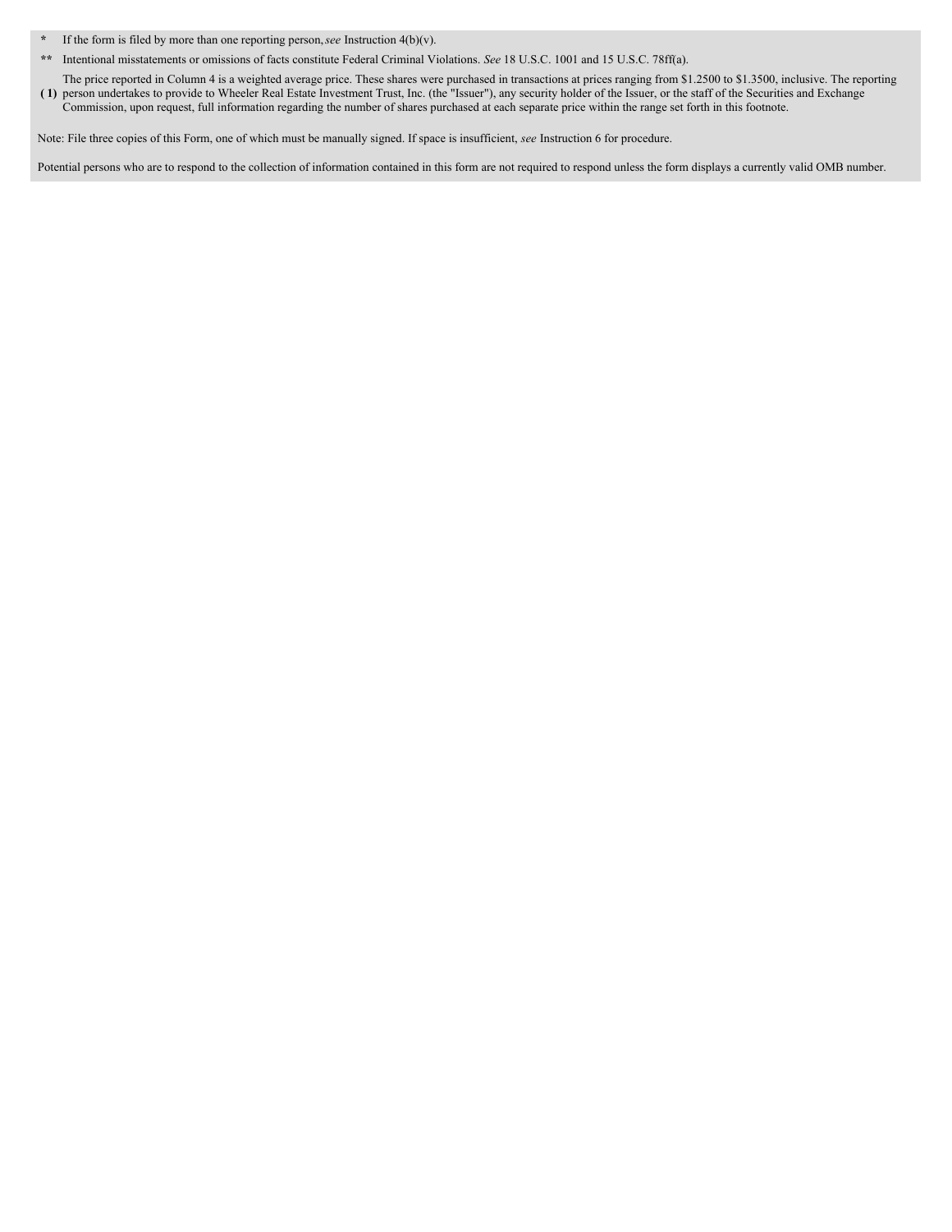\* If the form is filed by more than one reporting person, *see* Instruction 4(b)(v).

\*\* Intentional misstatements or omissions of facts constitute Federal Criminal Violations. *See* 18 U.S.C. 1001 and 15 U.S.C. 78ff(a).

( 1) The price reported in Column 4 is a weighted average price. These shares were purchased in transactions at prices ranging from $1.2500 to $1.3500, inclusive. The reporting person undertakes to provide to Wheeler Real Estate Investment Trust, Inc. (the "Issuer"), any security holder of the Issuer, or the staff of the Securities and Exchange Commission, upon request, full information regarding the number of shares purchased at each separate price within the range set forth in this footnote.

Note: File three copies of this Form, one of which must be manually signed. If space is insufficient, *see* Instruction 6 for procedure.

Potential persons who are to respond to the collection of information contained in this form are not required to respond unless the form displays a currently valid OMB number.